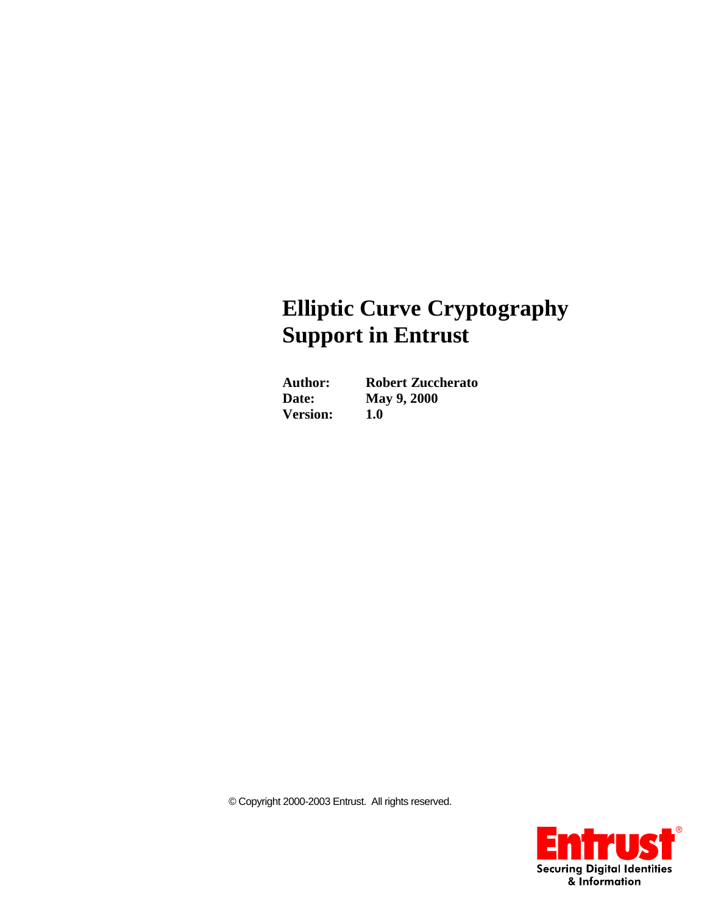# Elliptic Curve Cryptography Support in Entrust

**Author:** **Robert Zuccherato**
**Date:** **May 9, 2000**
**Version:** **1.0**

© Copyright 2000-2003 Entrust. All rights reserved.

Entrust®
Securing Digital Identities & Information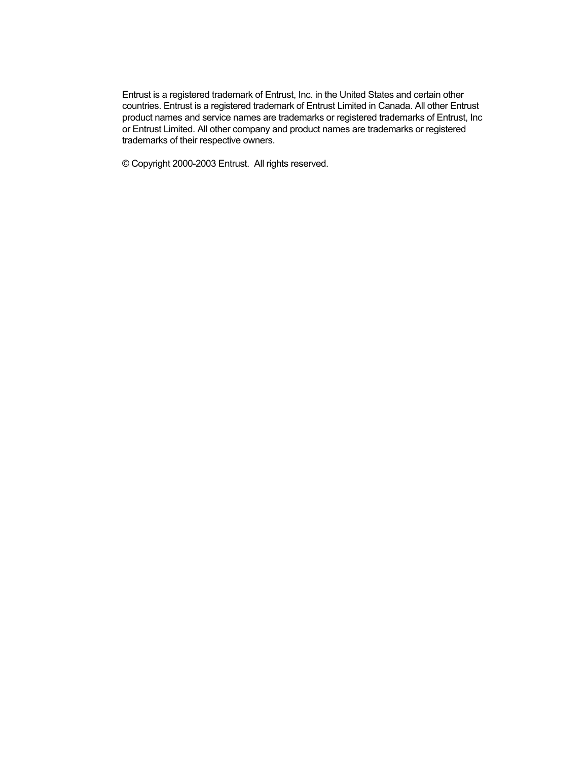Entrust is a registered trademark of Entrust, Inc. in the United States and certain other countries. Entrust is a registered trademark of Entrust Limited in Canada. All other Entrust product names and service names are trademarks or registered trademarks of Entrust, Inc or Entrust Limited. All other company and product names are trademarks or registered trademarks of their respective owners.

© Copyright 2000-2003 Entrust. All rights reserved.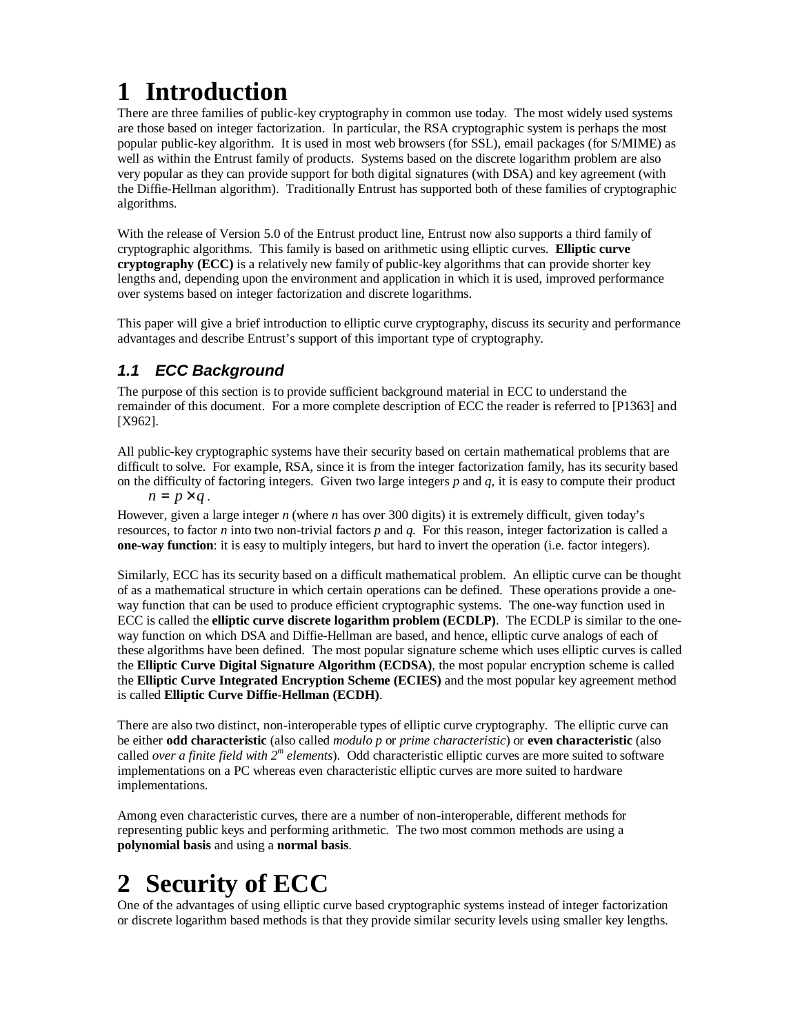# 1 Introduction

There are three families of public-key cryptography in common use today. The most widely used systems are those based on integer factorization. In particular, the RSA cryptographic system is perhaps the most popular public-key algorithm. It is used in most web browsers (for SSL), email packages (for S/MIME) as well as within the Entrust family of products. Systems based on the discrete logarithm problem are also very popular as they can provide support for both digital signatures (with DSA) and key agreement (with the Diffie-Hellman algorithm). Traditionally Entrust has supported both of these families of cryptographic algorithms.

With the release of Version 5.0 of the Entrust product line, Entrust now also supports a third family of cryptographic algorithms. This family is based on arithmetic using elliptic curves. **Elliptic curve cryptography (ECC)** is a relatively new family of public-key algorithms that can provide shorter key lengths and, depending upon the environment and application in which it is used, improved performance over systems based on integer factorization and discrete logarithms.

This paper will give a brief introduction to elliptic curve cryptography, discuss its security and performance advantages and describe Entrust's support of this important type of cryptography.

## 1.1 ECC Background

The purpose of this section is to provide sufficient background material in ECC to understand the remainder of this document. For a more complete description of ECC the reader is referred to [P1363] and [X962].

All public-key cryptographic systems have their security based on certain mathematical problems that are difficult to solve. For example, RSA, since it is from the integer factorization family, has its security based on the difficulty of factoring integers. Given two large integers *p* and *q*, it is easy to compute their product

$$n = p \times q.$$

However, given a large integer *n* (where *n* has over 300 digits) it is extremely difficult, given today's resources, to factor *n* into two non-trivial factors *p* and *q*. For this reason, integer factorization is called a **one-way function**: it is easy to multiply integers, but hard to invert the operation (i.e. factor integers).

Similarly, ECC has its security based on a difficult mathematical problem. An elliptic curve can be thought of as a mathematical structure in which certain operations can be defined. These operations provide a one-way function that can be used to produce efficient cryptographic systems. The one-way function used in ECC is called the **elliptic curve discrete logarithm problem (ECDLP)**. The ECDLP is similar to the one-way function on which DSA and Diffie-Hellman are based, and hence, elliptic curve analogs of each of these algorithms have been defined. The most popular signature scheme which uses elliptic curves is called the **Elliptic Curve Digital Signature Algorithm (ECDSA)**, the most popular encryption scheme is called the **Elliptic Curve Integrated Encryption Scheme (ECIES)** and the most popular key agreement method is called **Elliptic Curve Diffie-Hellman (ECDH)**.

There are also two distinct, non-interoperable types of elliptic curve cryptography. The elliptic curve can be either **odd characteristic** (also called *modulo p* or *prime characteristic*) or **even characteristic** (also called *over a finite field with* $2^m$ *elements*). Odd characteristic elliptic curves are more suited to software implementations on a PC whereas even characteristic elliptic curves are more suited to hardware implementations.

Among even characteristic curves, there are a number of non-interoperable, different methods for representing public keys and performing arithmetic. The two most common methods are using a **polynomial basis** and using a **normal basis**.

# 2 Security of ECC

One of the advantages of using elliptic curve based cryptographic systems instead of integer factorization or discrete logarithm based methods is that they provide similar security levels using smaller key lengths.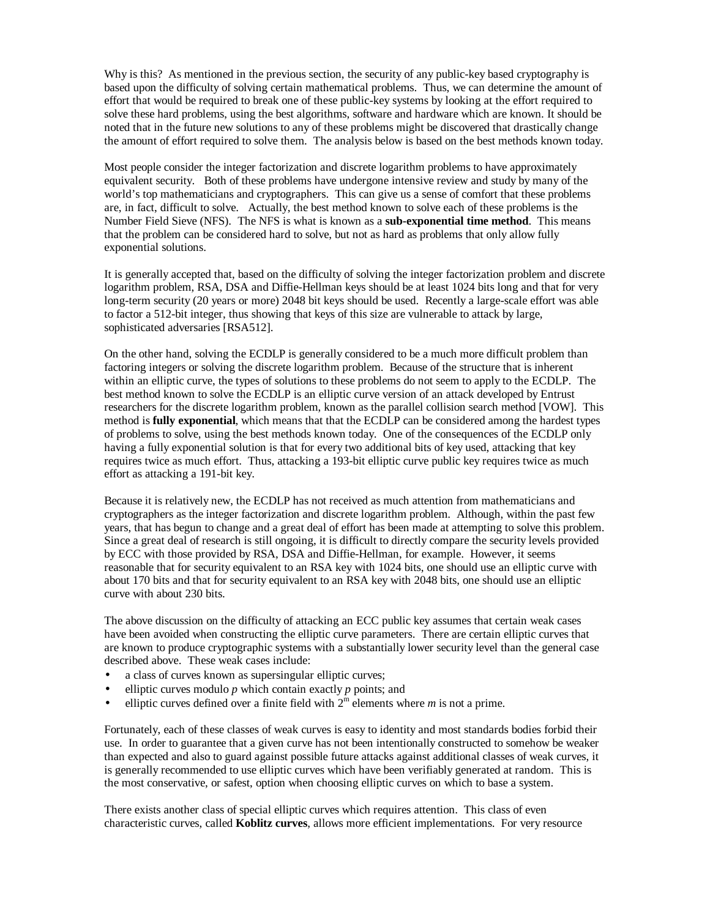Why is this? As mentioned in the previous section, the security of any public-key based cryptography is based upon the difficulty of solving certain mathematical problems. Thus, we can determine the amount of effort that would be required to break one of these public-key systems by looking at the effort required to solve these hard problems, using the best algorithms, software and hardware which are known. It should be noted that in the future new solutions to any of these problems might be discovered that drastically change the amount of effort required to solve them. The analysis below is based on the best methods known today.

Most people consider the integer factorization and discrete logarithm problems to have approximately equivalent security. Both of these problems have undergone intensive review and study by many of the world's top mathematicians and cryptographers. This can give us a sense of comfort that these problems are, in fact, difficult to solve. Actually, the best method known to solve each of these problems is the Number Field Sieve (NFS). The NFS is what is known as a **sub-exponential time method**. This means that the problem can be considered hard to solve, but not as hard as problems that only allow fully exponential solutions.

It is generally accepted that, based on the difficulty of solving the integer factorization problem and discrete logarithm problem, RSA, DSA and Diffie-Hellman keys should be at least 1024 bits long and that for very long-term security (20 years or more) 2048 bit keys should be used. Recently a large-scale effort was able to factor a 512-bit integer, thus showing that keys of this size are vulnerable to attack by large, sophisticated adversaries [RSA512].

On the other hand, solving the ECDLP is generally considered to be a much more difficult problem than factoring integers or solving the discrete logarithm problem. Because of the structure that is inherent within an elliptic curve, the types of solutions to these problems do not seem to apply to the ECDLP. The best method known to solve the ECDLP is an elliptic curve version of an attack developed by Entrust researchers for the discrete logarithm problem, known as the parallel collision search method [VOW]. This method is **fully exponential**, which means that that the ECDLP can be considered among the hardest types of problems to solve, using the best methods known today. One of the consequences of the ECDLP only having a fully exponential solution is that for every two additional bits of key used, attacking that key requires twice as much effort. Thus, attacking a 193-bit elliptic curve public key requires twice as much effort as attacking a 191-bit key.

Because it is relatively new, the ECDLP has not received as much attention from mathematicians and cryptographers as the integer factorization and discrete logarithm problem. Although, within the past few years, that has begun to change and a great deal of effort has been made at attempting to solve this problem. Since a great deal of research is still ongoing, it is difficult to directly compare the security levels provided by ECC with those provided by RSA, DSA and Diffie-Hellman, for example. However, it seems reasonable that for security equivalent to an RSA key with 1024 bits, one should use an elliptic curve with about 170 bits and that for security equivalent to an RSA key with 2048 bits, one should use an elliptic curve with about 230 bits.

The above discussion on the difficulty of attacking an ECC public key assumes that certain weak cases have been avoided when constructing the elliptic curve parameters. There are certain elliptic curves that are known to produce cryptographic systems with a substantially lower security level than the general case described above. These weak cases include:

- a class of curves known as supersingular elliptic curves;
- elliptic curves modulo $p$ which contain exactly $p$ points; and
- elliptic curves defined over a finite field with $2^m$ elements where $m$ is not a prime.

Fortunately, each of these classes of weak curves is easy to identity and most standards bodies forbid their use. In order to guarantee that a given curve has not been intentionally constructed to somehow be weaker than expected and also to guard against possible future attacks against additional classes of weak curves, it is generally recommended to use elliptic curves which have been verifiably generated at random. This is the most conservative, or safest, option when choosing elliptic curves on which to base a system.

There exists another class of special elliptic curves which requires attention. This class of even characteristic curves, called **Koblitz curves**, allows more efficient implementations. For very resource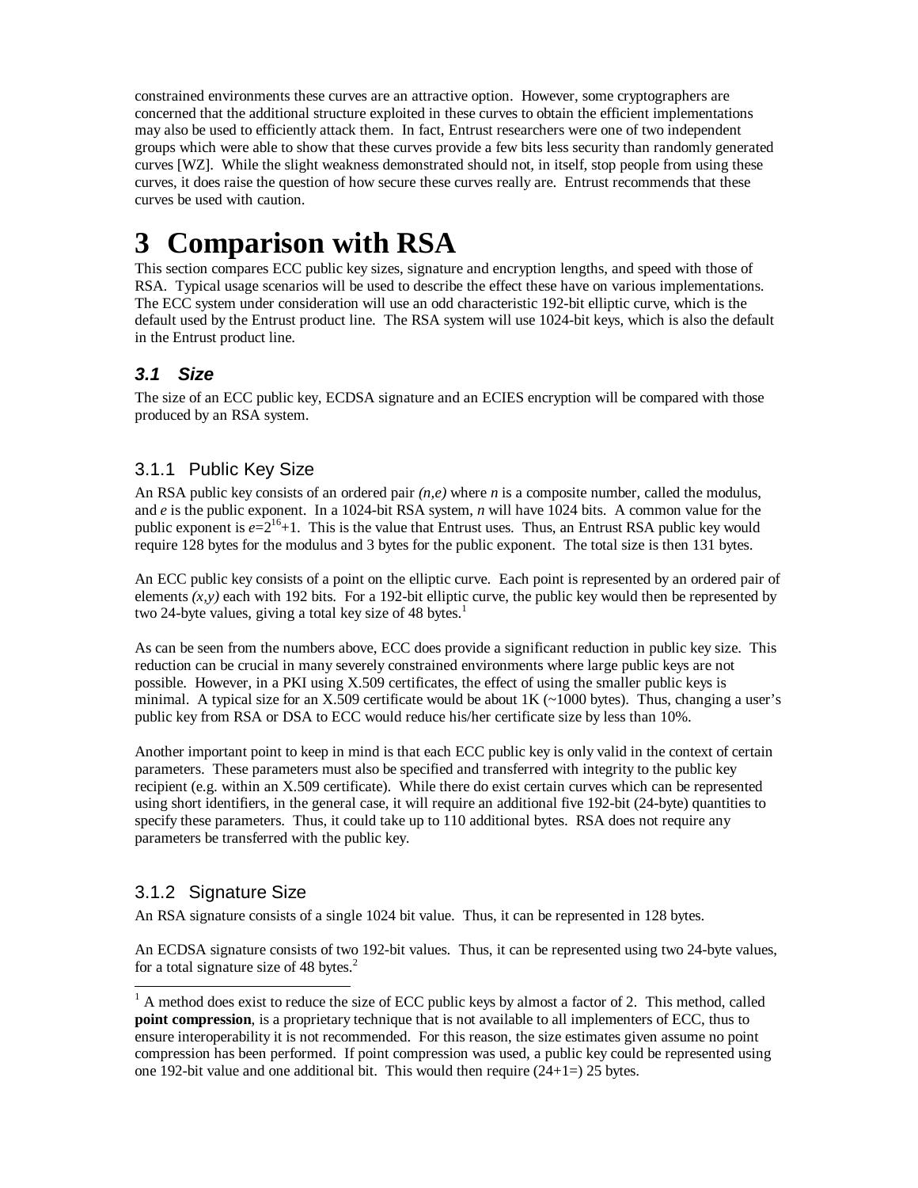constrained environments these curves are an attractive option. However, some cryptographers are concerned that the additional structure exploited in these curves to obtain the efficient implementations may also be used to efficiently attack them. In fact, Entrust researchers were one of two independent groups which were able to show that these curves provide a few bits less security than randomly generated curves [WZ]. While the slight weakness demonstrated should not, in itself, stop people from using these curves, it does raise the question of how secure these curves really are. Entrust recommends that these curves be used with caution.

# 3 Comparison with RSA

This section compares ECC public key sizes, signature and encryption lengths, and speed with those of RSA. Typical usage scenarios will be used to describe the effect these have on various implementations. The ECC system under consideration will use an odd characteristic 192-bit elliptic curve, which is the default used by the Entrust product line. The RSA system will use 1024-bit keys, which is also the default in the Entrust product line.

## 3.1 Size

The size of an ECC public key, ECDSA signature and an ECIES encryption will be compared with those produced by an RSA system.

### 3.1.1 Public Key Size

An RSA public key consists of an ordered pair $(n,e)$ where $n$ is a composite number, called the modulus, and $e$ is the public exponent. In a 1024-bit RSA system, $n$ will have 1024 bits. A common value for the public exponent is $e=2^{16}+1$. This is the value that Entrust uses. Thus, an Entrust RSA public key would require 128 bytes for the modulus and 3 bytes for the public exponent. The total size is then 131 bytes.

An ECC public key consists of a point on the elliptic curve. Each point is represented by an ordered pair of elements $(x,y)$ each with 192 bits. For a 192-bit elliptic curve, the public key would then be represented by two 24-byte values, giving a total key size of 48 bytes.[1]

As can be seen from the numbers above, ECC does provide a significant reduction in public key size. This reduction can be crucial in many severely constrained environments where large public keys are not possible. However, in a PKI using X.509 certificates, the effect of using the smaller public keys is minimal. A typical size for an X.509 certificate would be about 1K (~1000 bytes). Thus, changing a user's public key from RSA or DSA to ECC would reduce his/her certificate size by less than 10%.

Another important point to keep in mind is that each ECC public key is only valid in the context of certain parameters. These parameters must also be specified and transferred with integrity to the public key recipient (e.g. within an X.509 certificate). While there do exist certain curves which can be represented using short identifiers, in the general case, it will require an additional five 192-bit (24-byte) quantities to specify these parameters. Thus, it could take up to 110 additional bytes. RSA does not require any parameters be transferred with the public key.

### 3.1.2 Signature Size

An RSA signature consists of a single 1024 bit value. Thus, it can be represented in 128 bytes.

An ECDSA signature consists of two 192-bit values. Thus, it can be represented using two 24-byte values, for a total signature size of 48 bytes.[2]

---

[1] A method does exist to reduce the size of ECC public keys by almost a factor of 2. This method, called **point compression**, is a proprietary technique that is not available to all implementers of ECC, thus to ensure interoperability it is not recommended. For this reason, the size estimates given assume no point compression has been performed. If point compression was used, a public key could be represented using one 192-bit value and one additional bit. This would then require (24+1=) 25 bytes.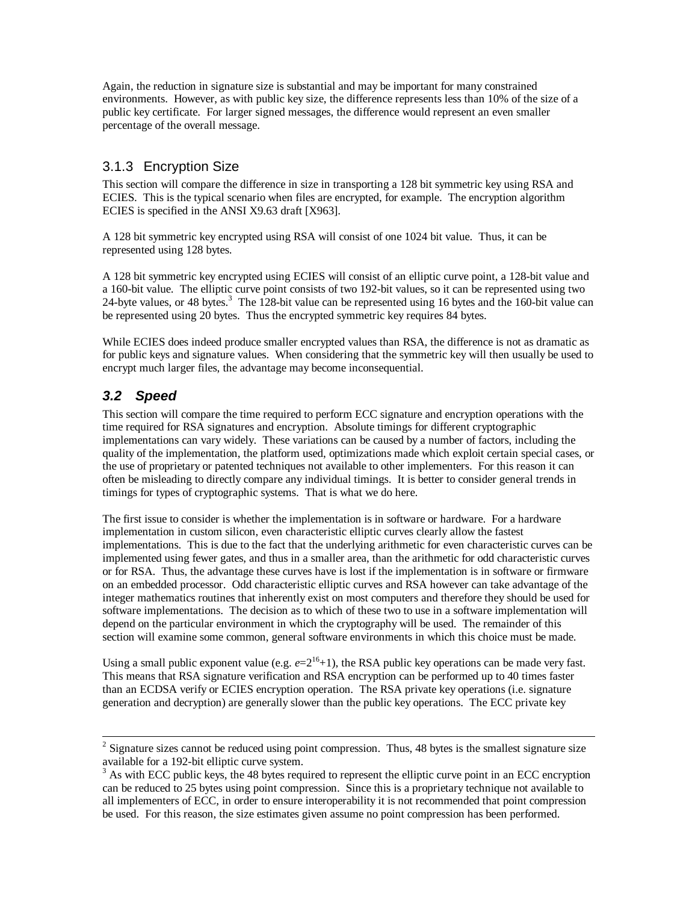Again, the reduction in signature size is substantial and may be important for many constrained environments. However, as with public key size, the difference represents less than 10% of the size of a public key certificate. For larger signed messages, the difference would represent an even smaller percentage of the overall message.

### 3.1.3 Encryption Size

This section will compare the difference in size in transporting a 128 bit symmetric key using RSA and ECIES. This is the typical scenario when files are encrypted, for example. The encryption algorithm ECIES is specified in the ANSI X9.63 draft [X963].

A 128 bit symmetric key encrypted using RSA will consist of one 1024 bit value. Thus, it can be represented using 128 bytes.

A 128 bit symmetric key encrypted using ECIES will consist of an elliptic curve point, a 128-bit value and a 160-bit value. The elliptic curve point consists of two 192-bit values, so it can be represented using two 24-byte values, or 48 bytes.[3] The 128-bit value can be represented using 16 bytes and the 160-bit value can be represented using 20 bytes. Thus the encrypted symmetric key requires 84 bytes.

While ECIES does indeed produce smaller encrypted values than RSA, the difference is not as dramatic as for public keys and signature values. When considering that the symmetric key will then usually be used to encrypt much larger files, the advantage may become inconsequential.

## *3.2 Speed*

This section will compare the time required to perform ECC signature and encryption operations with the time required for RSA signatures and encryption. Absolute timings for different cryptographic implementations can vary widely. These variations can be caused by a number of factors, including the quality of the implementation, the platform used, optimizations made which exploit certain special cases, or the use of proprietary or patented techniques not available to other implementers. For this reason it can often be misleading to directly compare any individual timings. It is better to consider general trends in timings for types of cryptographic systems. That is what we do here.

The first issue to consider is whether the implementation is in software or hardware. For a hardware implementation in custom silicon, even characteristic elliptic curves clearly allow the fastest implementations. This is due to the fact that the underlying arithmetic for even characteristic curves can be implemented using fewer gates, and thus in a smaller area, than the arithmetic for odd characteristic curves or for RSA. Thus, the advantage these curves have is lost if the implementation is in software or firmware on an embedded processor. Odd characteristic elliptic curves and RSA however can take advantage of the integer mathematics routines that inherently exist on most computers and therefore they should be used for software implementations. The decision as to which of these two to use in a software implementation will depend on the particular environment in which the cryptography will be used. The remainder of this section will examine some common, general software environments in which this choice must be made.

Using a small public exponent value (e.g. $e=2^{16}+1$), the RSA public key operations can be made very fast. This means that RSA signature verification and RSA encryption can be performed up to 40 times faster than an ECDSA verify or ECIES encryption operation. The RSA private key operations (i.e. signature generation and decryption) are generally slower than the public key operations. The ECC private key

---

[2] Signature sizes cannot be reduced using point compression. Thus, 48 bytes is the smallest signature size available for a 192-bit elliptic curve system.

[3] As with ECC public keys, the 48 bytes required to represent the elliptic curve point in an ECC encryption can be reduced to 25 bytes using point compression. Since this is a proprietary technique not available to all implementers of ECC, in order to ensure interoperability it is not recommended that point compression be used. For this reason, the size estimates given assume no point compression has been performed.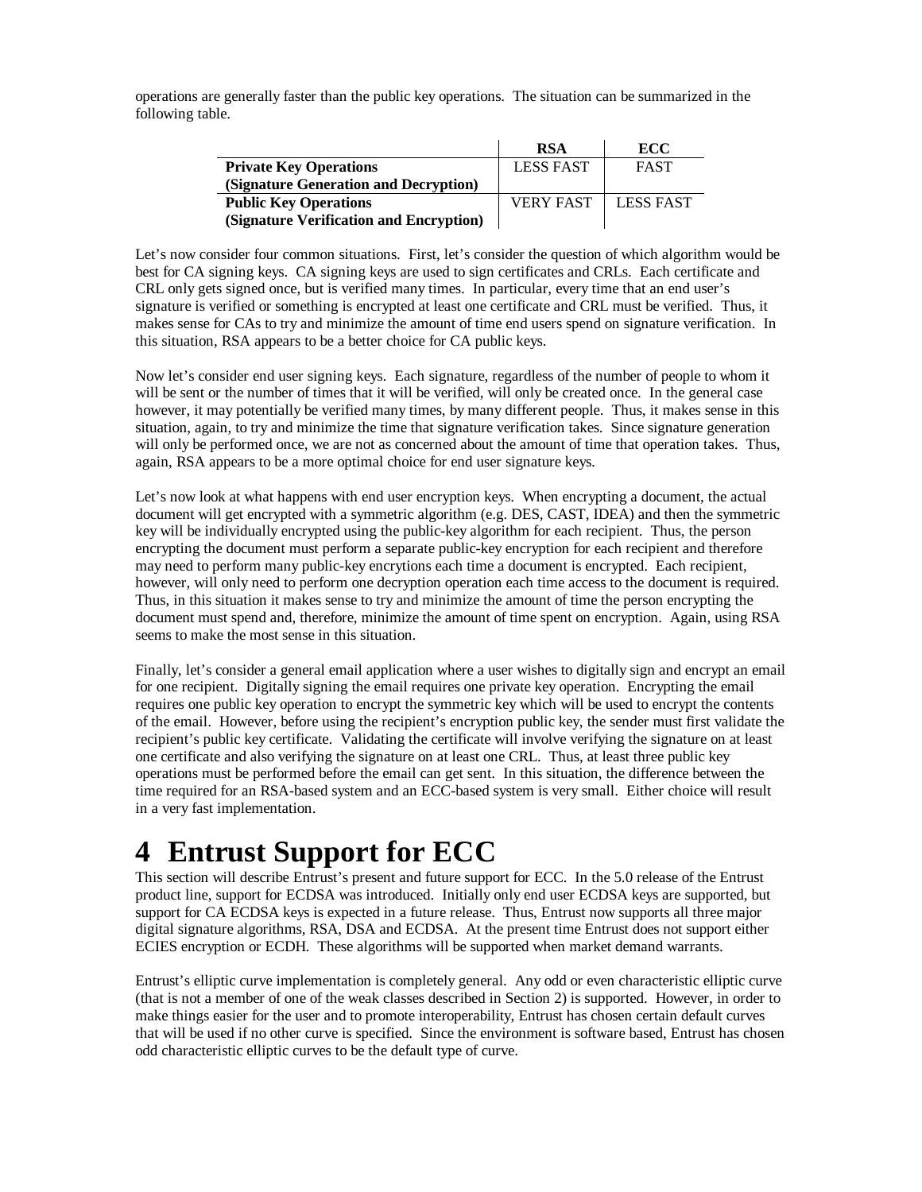operations are generally faster than the public key operations. The situation can be summarized in the following table.

| | RSA | ECC |
|---|---|---|
| **Private Key Operations (Signature Generation and Decryption)** | LESS FAST | FAST |
| **Public Key Operations (Signature Verification and Encryption)** | VERY FAST | LESS FAST |

Let's now consider four common situations. First, let's consider the question of which algorithm would be best for CA signing keys. CA signing keys are used to sign certificates and CRLs. Each certificate and CRL only gets signed once, but is verified many times. In particular, every time that an end user's signature is verified or something is encrypted at least one certificate and CRL must be verified. Thus, it makes sense for CAs to try and minimize the amount of time end users spend on signature verification. In this situation, RSA appears to be a better choice for CA public keys.

Now let's consider end user signing keys. Each signature, regardless of the number of people to whom it will be sent or the number of times that it will be verified, will only be created once. In the general case however, it may potentially be verified many times, by many different people. Thus, it makes sense in this situation, again, to try and minimize the time that signature verification takes. Since signature generation will only be performed once, we are not as concerned about the amount of time that operation takes. Thus, again, RSA appears to be a more optimal choice for end user signature keys.

Let's now look at what happens with end user encryption keys. When encrypting a document, the actual document will get encrypted with a symmetric algorithm (e.g. DES, CAST, IDEA) and then the symmetric key will be individually encrypted using the public-key algorithm for each recipient. Thus, the person encrypting the document must perform a separate public-key encryption for each recipient and therefore may need to perform many public-key encrytions each time a document is encrypted. Each recipient, however, will only need to perform one decryption operation each time access to the document is required. Thus, in this situation it makes sense to try and minimize the amount of time the person encrypting the document must spend and, therefore, minimize the amount of time spent on encryption. Again, using RSA seems to make the most sense in this situation.

Finally, let's consider a general email application where a user wishes to digitally sign and encrypt an email for one recipient. Digitally signing the email requires one private key operation. Encrypting the email requires one public key operation to encrypt the symmetric key which will be used to encrypt the contents of the email. However, before using the recipient's encryption public key, the sender must first validate the recipient's public key certificate. Validating the certificate will involve verifying the signature on at least one certificate and also verifying the signature on at least one CRL. Thus, at least three public key operations must be performed before the email can get sent. In this situation, the difference between the time required for an RSA-based system and an ECC-based system is very small. Either choice will result in a very fast implementation.

# 4 Entrust Support for ECC

This section will describe Entrust's present and future support for ECC. In the 5.0 release of the Entrust product line, support for ECDSA was introduced. Initially only end user ECDSA keys are supported, but support for CA ECDSA keys is expected in a future release. Thus, Entrust now supports all three major digital signature algorithms, RSA, DSA and ECDSA. At the present time Entrust does not support either ECIES encryption or ECDH. These algorithms will be supported when market demand warrants.

Entrust's elliptic curve implementation is completely general. Any odd or even characteristic elliptic curve (that is not a member of one of the weak classes described in Section 2) is supported. However, in order to make things easier for the user and to promote interoperability, Entrust has chosen certain default curves that will be used if no other curve is specified. Since the environment is software based, Entrust has chosen odd characteristic elliptic curves to be the default type of curve.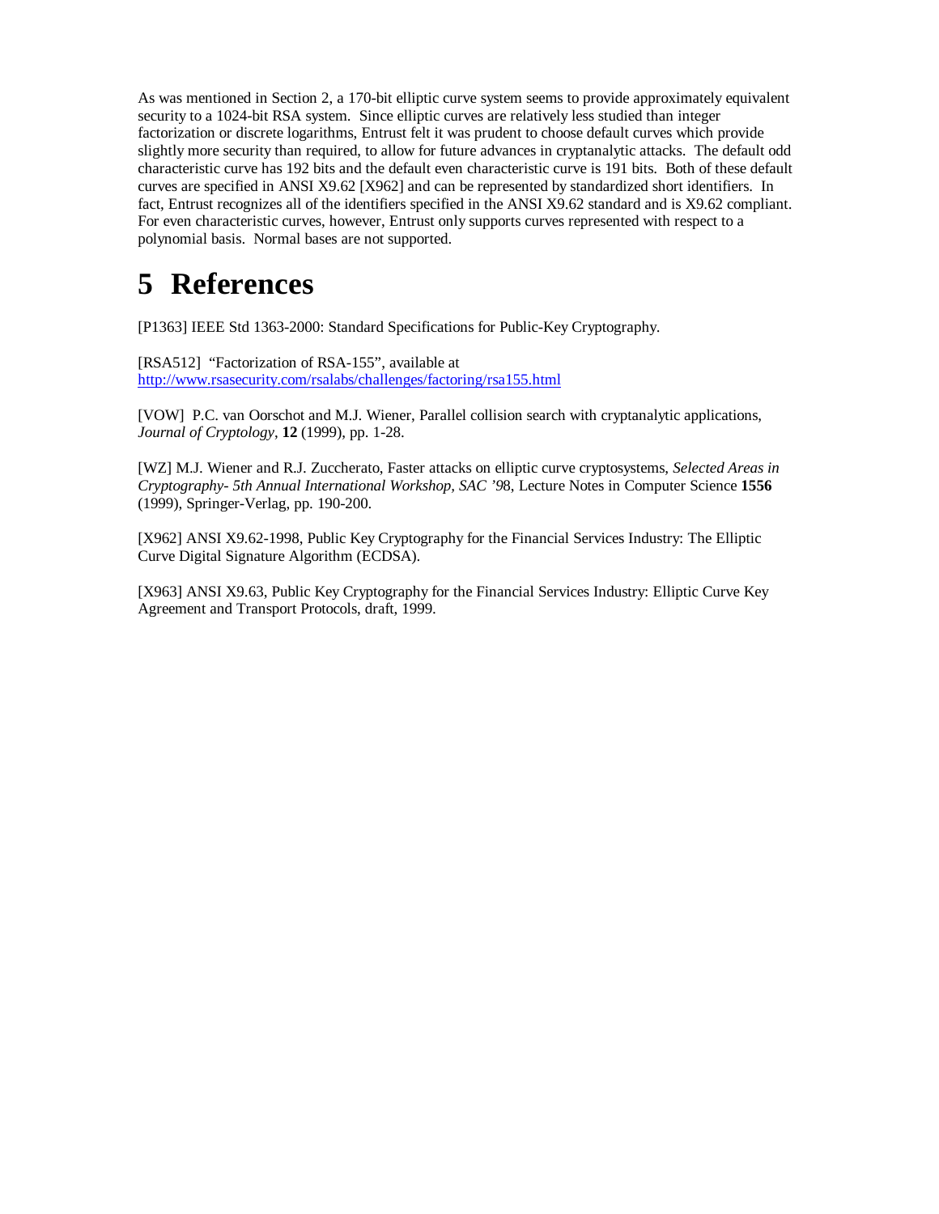As was mentioned in Section 2, a 170-bit elliptic curve system seems to provide approximately equivalent security to a 1024-bit RSA system. Since elliptic curves are relatively less studied than integer factorization or discrete logarithms, Entrust felt it was prudent to choose default curves which provide slightly more security than required, to allow for future advances in cryptanalytic attacks. The default odd characteristic curve has 192 bits and the default even characteristic curve is 191 bits. Both of these default curves are specified in ANSI X9.62 [X962] and can be represented by standardized short identifiers. In fact, Entrust recognizes all of the identifiers specified in the ANSI X9.62 standard and is X9.62 compliant. For even characteristic curves, however, Entrust only supports curves represented with respect to a polynomial basis. Normal bases are not supported.

# 5 References

[P1363] IEEE Std 1363-2000: Standard Specifications for Public-Key Cryptography.

[RSA512] "Factorization of RSA-155", available at http://www.rsasecurity.com/rsalabs/challenges/factoring/rsa155.html

[VOW] P.C. van Oorschot and M.J. Wiener, Parallel collision search with cryptanalytic applications, *Journal of Cryptology*, **12** (1999), pp. 1-28.

[WZ] M.J. Wiener and R.J. Zuccherato, Faster attacks on elliptic curve cryptosystems, *Selected Areas in Cryptography- 5th Annual International Workshop, SAC '98*, Lecture Notes in Computer Science **1556** (1999), Springer-Verlag, pp. 190-200.

[X962] ANSI X9.62-1998, Public Key Cryptography for the Financial Services Industry: The Elliptic Curve Digital Signature Algorithm (ECDSA).

[X963] ANSI X9.63, Public Key Cryptography for the Financial Services Industry: Elliptic Curve Key Agreement and Transport Protocols, draft, 1999.